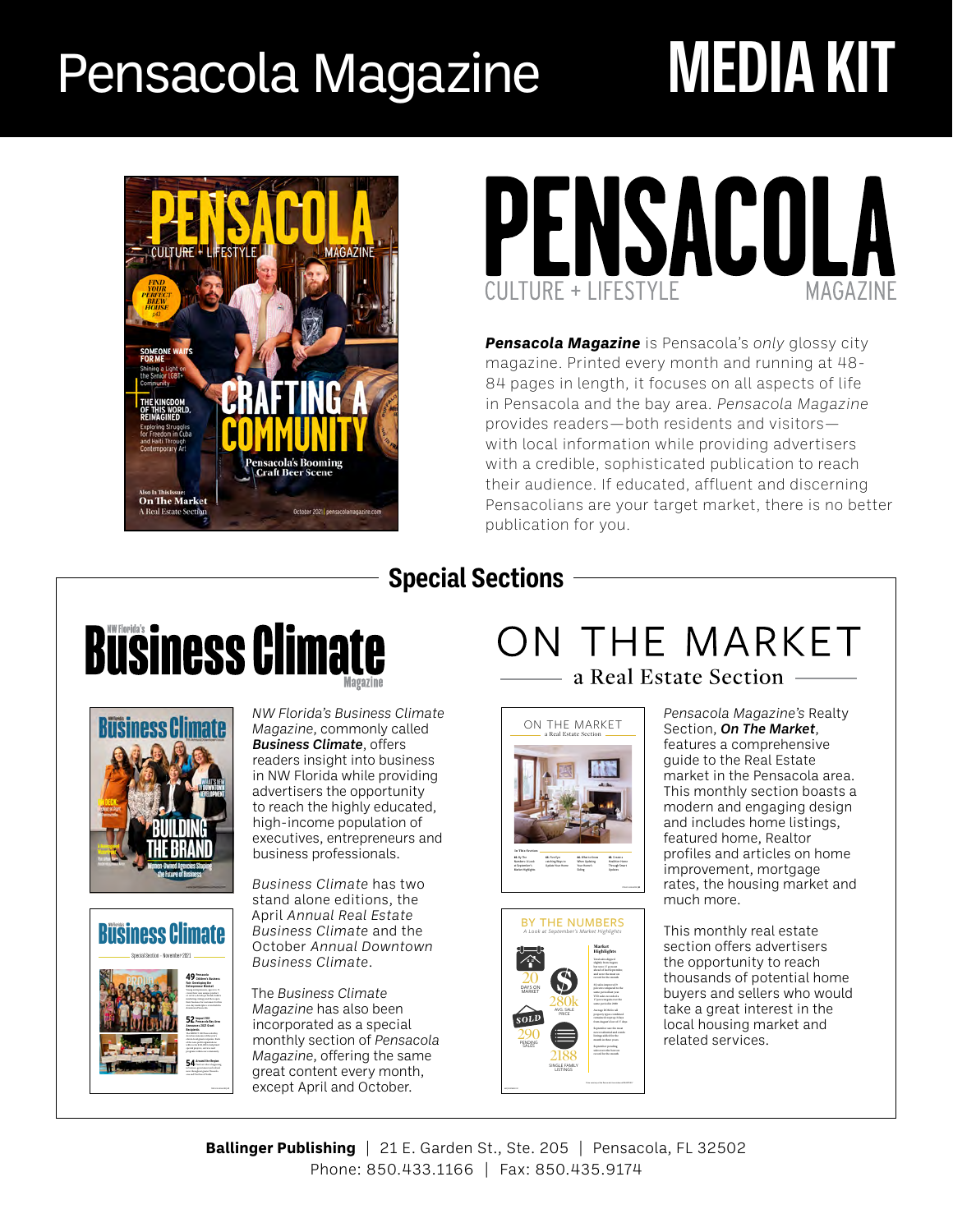# Pensacola Magazine MEDIA KIT

# PENSACOLA

CULTURE + LIFESTYLE MAGAZINE

***Pensacola Magazine*** is Pensacola's *only* glossy city magazine. Printed every month and running at 48-84 pages in length, it focuses on all aspects of life in Pensacola and the bay area. *Pensacola Magazine* provides readers—both residents and visitors—with local information while providing advertisers with a credible, sophisticated publication to reach their audience. If educated, affluent and discerning Pensacolians are your target market, there is no better publication for you.

## Special Sections

### NW Florida's Business Climate Magazine

*NW Florida's Business Climate Magazine,* commonly called ***Business Climate***, offers readers insight into business in NW Florida while providing advertisers the opportunity to reach the highly educated, high-income population of executives, entrepreneurs and business professionals.

*Business Climate* has two stand alone editions, the April *Annual Real Estate Business Climate* and the October *Annual Downtown Business Climate.*

The *Business Climate Magazine* has also been incorporated as a special monthly section of *Pensacola Magazine,* offering the same great content every month, except April and October.

### ON THE MARKET

a Real Estate Section

*Pensacola Magazine's* Realty Section, ***On The Market***, features a comprehensive guide to the Real Estate market in the Pensacola area. This monthly section boasts a modern and engaging design and includes home listings, featured home, Realtor profiles and articles on home improvement, mortgage rates, the housing market and much more.

This monthly real estate section offers advertisers the opportunity to reach thousands of potential home buyers and sellers who would take a great interest in the local housing market and related services.

**Ballinger Publishing** | 21 E. Garden St., Ste. 205 | Pensacola, FL 32502
Phone: 850.433.1166 | Fax: 850.435.9174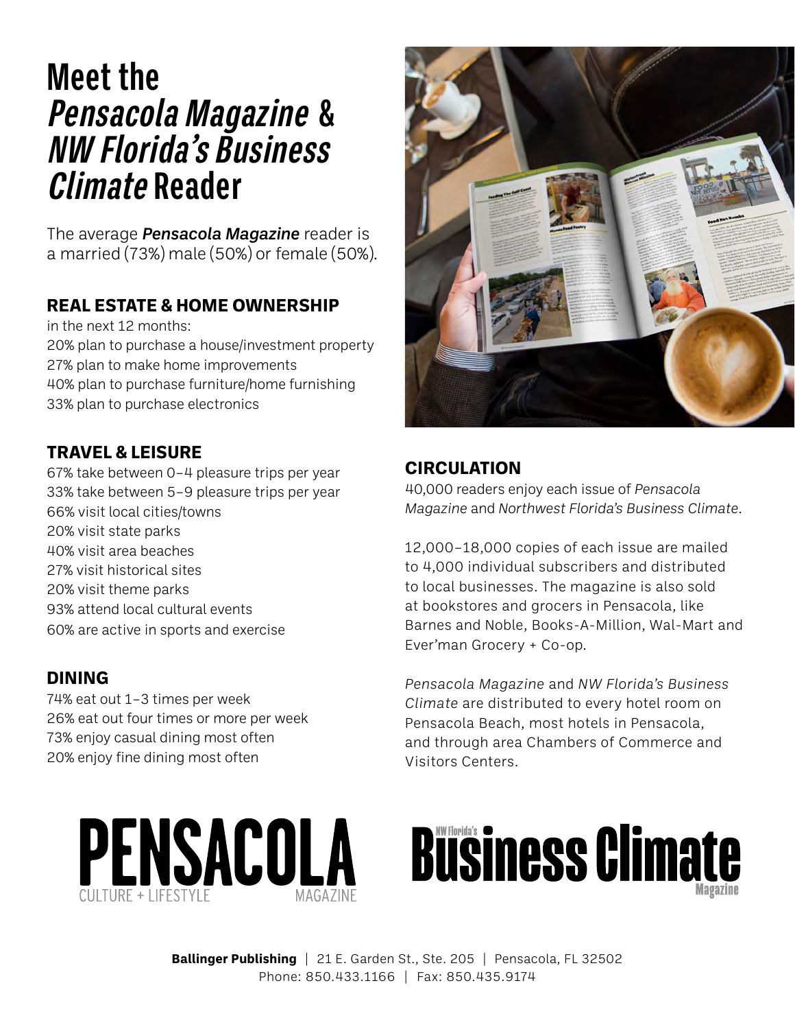# Meet the *Pensacola Magazine* & *NW Florida's Business Climate* Reader

The average ***Pensacola Magazine*** reader is a married (73%) male (50%) or female (50%).

## REAL ESTATE & HOME OWNERSHIP

in the next 12 months:
20% plan to purchase a house/investment property
27% plan to make home improvements
40% plan to purchase furniture/home furnishing
33% plan to purchase electronics

## TRAVEL & LEISURE

67% take between 0–4 pleasure trips per year
33% take between 5–9 pleasure trips per year
66% visit local cities/towns
20% visit state parks
40% visit area beaches
27% visit historical sites
20% visit theme parks
93% attend local cultural events
60% are active in sports and exercise

## DINING

74% eat out 1–3 times per week
26% eat out four times or more per week
73% enjoy casual dining most often
20% enjoy fine dining most often

## CIRCULATION

40,000 readers enjoy each issue of *Pensacola Magazine* and *Northwest Florida's Business Climate*.

12,000–18,000 copies of each issue are mailed to 4,000 individual subscribers and distributed to local businesses. The magazine is also sold at bookstores and grocers in Pensacola, like Barnes and Noble, Books-A-Million, Wal-Mart and Ever'man Grocery + Co-op.

*Pensacola Magazine* and *NW Florida's Business Climate* are distributed to every hotel room on Pensacola Beach, most hotels in Pensacola, and through area Chambers of Commerce and Visitors Centers.

PENSACOLA CULTURE + LIFESTYLE MAGAZINE

NW Florida's Business Climate Magazine

**Ballinger Publishing** | 21 E. Garden St., Ste. 205 | Pensacola, FL 32502
Phone: 850.433.1166 | Fax: 850.435.9174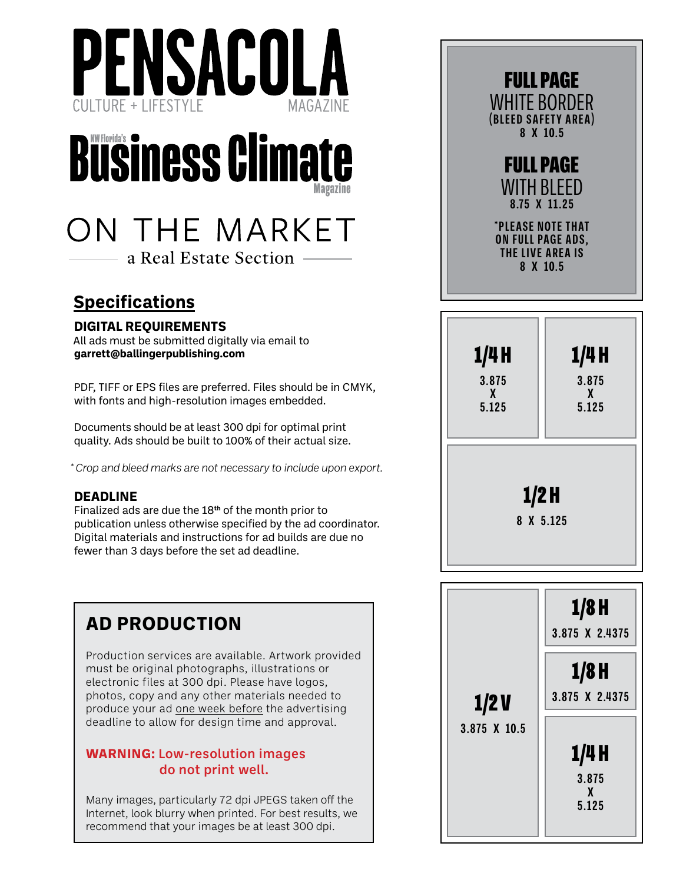# PENSACOLA

CULTURE + LIFESTYLE MAGAZINE

# NW Florida's Business Climate Magazine

# ON THE MARKET

a Real Estate Section

## Specifications

### DIGITAL REQUIREMENTS

All ads must be submitted digitally via email to **garrett@ballingerpublishing.com**

PDF, TIFF or EPS files are preferred. Files should be in CMYK, with fonts and high-resolution images embedded.

Documents should be at least 300 dpi for optimal print quality. Ads should be built to 100% of their actual size.

*\* Crop and bleed marks are not necessary to include upon export.*

### DEADLINE

Finalized ads are due the 18th of the month prior to publication unless otherwise specified by the ad coordinator. Digital materials and instructions for ad builds are due no fewer than 3 days before the set ad deadline.

## AD PRODUCTION

Production services are available. Artwork provided must be original photographs, illustrations or electronic files at 300 dpi. Please have logos, photos, copy and any other materials needed to produce your ad one week before the advertising deadline to allow for design time and approval.

**WARNING: Low-resolution images do not print well.**

Many images, particularly 72 dpi JPEGS taken off the Internet, look blurry when printed. For best results, we recommend that your images be at least 300 dpi.

---

**FULL PAGE**
WHITE BORDER
(BLEED SAFETY AREA)
8 X 10.5

**FULL PAGE**
WITH BLEED
8.75 X 11.25

*PLEASE NOTE THAT ON FULL PAGE ADS, THE LIVE AREA IS 8 X 10.5

---

**1/4 H**
3.875 X 5.125

**1/4 H**
3.875 X 5.125

**1/2 H**
8 X 5.125

---

**1/2 V**
3.875 X 10.5

**1/8 H**
3.875 X 2.4375

**1/8 H**
3.875 X 2.4375

**1/4 H**
3.875 X 5.125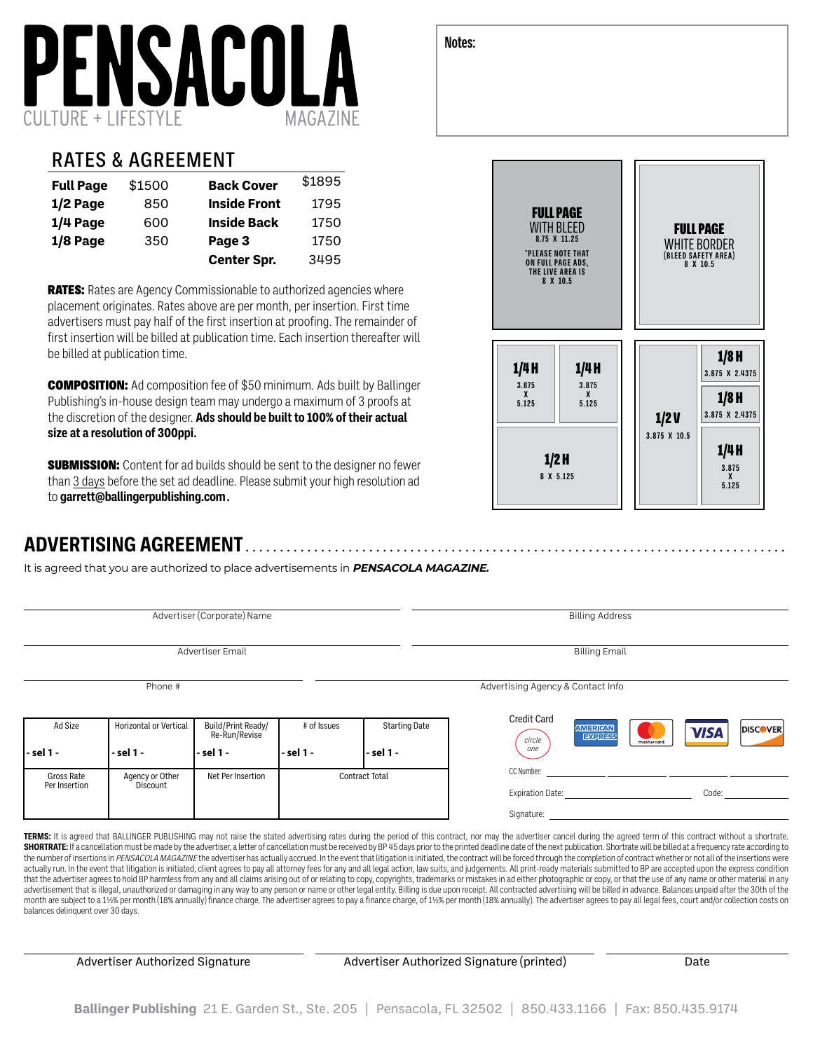# PENSACOLA

CULTURE + LIFESTYLE MAGAZINE

**Notes:**

## RATES & AGREEMENT

| | | | |
|---|---|---|---|
| **Full Page** | $1500 | **Back Cover** | $1895 |
| **1/2 Page** | 850 | **Inside Front** | 1795 |
| **1/4 Page** | 600 | **Inside Back** | 1750 |
| **1/8 Page** | 350 | **Page 3** | 1750 |
| | | **Center Spr.** | 3495 |

**RATES:** Rates are Agency Commissionable to authorized agencies where placement originates. Rates above are per month, per insertion. First time advertisers must pay half of the first insertion at proofing. The remainder of first insertion will be billed at publication time. Each insertion thereafter will be billed at publication time.

**COMPOSITION:** Ad composition fee of $50 minimum. Ads built by Ballinger Publishing's in-house design team may undergo a maximum of 3 proofs at the discretion of the designer. **Ads should be built to 100% of their actual size at a resolution of 300ppi.**

**SUBMISSION:** Content for ad builds should be sent to the designer no fewer than 3 days before the set ad deadline. Please submit your high resolution ad to **garrett@ballingerpublishing.com.**

**FULL PAGE** WITH BLEED 8.75 X 11.25
*PLEASE NOTE THAT ON FULL PAGE ADS, THE LIVE AREA IS 8 X 10.5

**FULL PAGE** WHITE BORDER (BLEED SAFETY AREA) 8 X 10.5

**1/4 H** 3.875 X 5.125

**1/4 H** 3.875 X 5.125

**1/2 H** 8 X 5.125

**1/2 V** 3.875 X 10.5

**1/8 H** 3.875 X 2.4375

**1/8 H** 3.875 X 2.4375

**1/4 H** 3.875 X 5.125

## ADVERTISING AGREEMENT

It is agreed that you are authorized to place advertisements in ***PENSACOLA MAGAZINE.***

Advertiser (Corporate) Name ____________________ Billing Address ____________________

Advertiser Email ____________________ Billing Email ____________________

Phone # ____________________ Advertising Agency & Contact Info ____________________

| Ad Size | Horizontal or Vertical | Build/Print Ready/ Re-Run/Revise | # of Issues | Starting Date |
|---|---|---|---|---|
| - sel 1 - | - sel 1 - | - sel 1 - | - sel 1 - | - sel 1 - |
| Gross Rate Per Insertion | Agency or Other Discount | Net Per Insertion | Contract Total | |

Credit Card (circle one): American Express, Mastercard, Visa, Discover

CC Number: ____________________

Expiration Date: ____________________ Code: __________

Signature: ____________________

**TERMS:** It is agreed that BALLINGER PUBLISHING may not raise the stated advertising rates during the period of this contract, nor may the advertiser cancel during the agreed term of this contract without a shortrate. **SHORTRATE:** If a cancellation must be made by the advertiser, a letter of cancellation must be received by BP 45 days prior to the printed deadline date of the next publication. Shortrate will be billed at a frequency rate according to the number of insertions in *PENSACOLA MAGAZINE* the advertiser has actually accrued. In the event that litigation is initiated, the contract will be forced through the completion of contract whether or not all of the insertions were actually run. In the event that litigation is initiated, client agrees to pay all attorney fees for any and all legal action, law suits, and judgements. All print-ready materials submitted to BP are accepted upon the express condition that the advertiser agrees to hold BP harmless from any and all claims arising out of or relating to copy, copyrights, trademarks or mistakes in ad either photographic or copy, or that the use of any name or other material in any advertisement that is illegal, unauthorized or damaging in any way to any person or name or other legal entity. Billing is due upon receipt. All contracted advertising will be billed in advance. Balances unpaid after the 30th of the month are subject to a 1½% per month (18% annually) finance charge. The advertiser agrees to pay a finance charge, of 1½% per month (18% annually). The advertiser agrees to pay all legal fees, court and/or collection costs on balances delinquent over 30 days.

Advertiser Authorized Signature ____________________ Advertiser Authorized Signature (printed) ____________________ Date __________

**Ballinger Publishing** 21 E. Garden St., Ste. 205 | Pensacola, FL 32502 | 850.433.1166 | Fax: 850.435.9174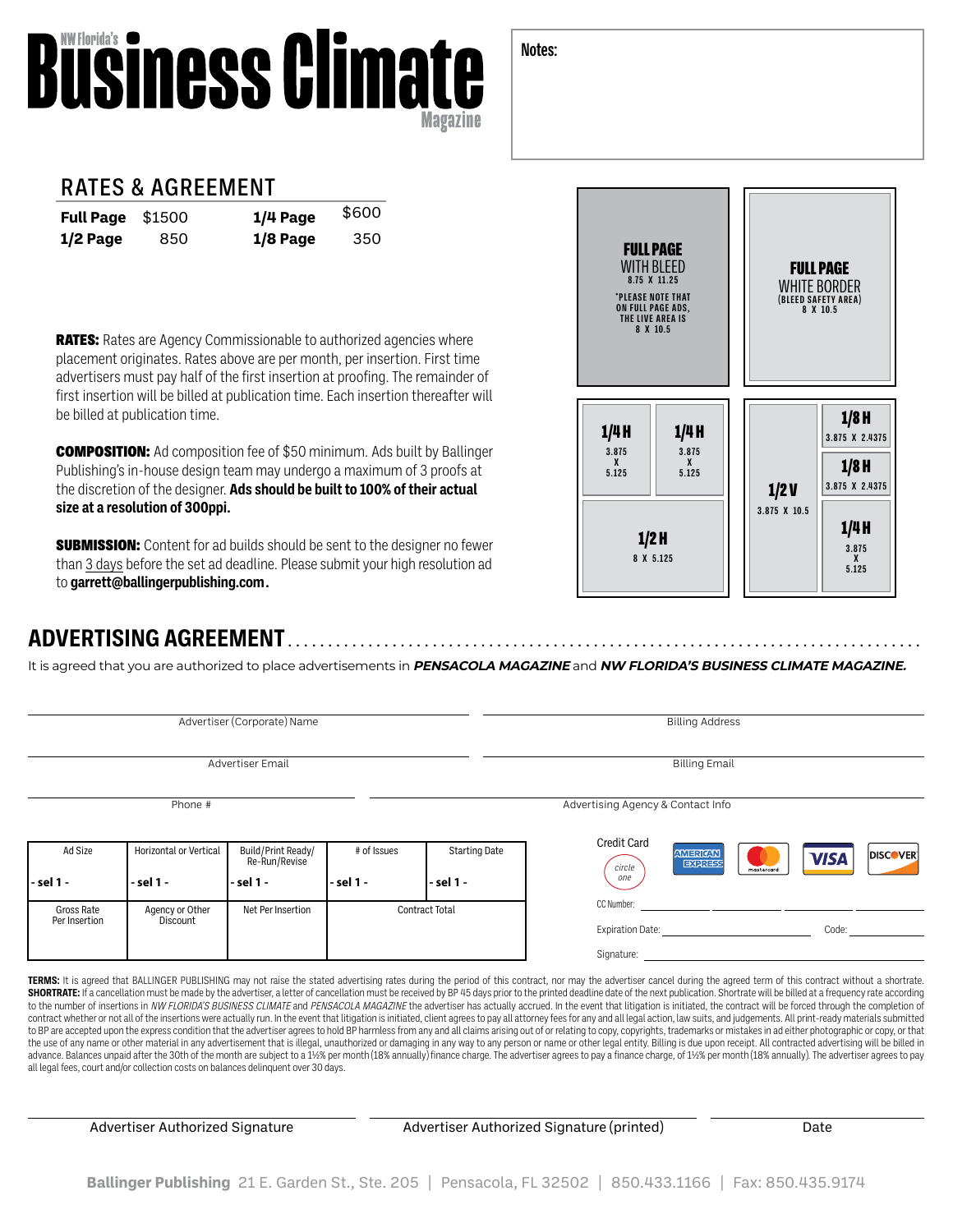# NW Florida's Business Climate Magazine

**Notes:**

## RATES & AGREEMENT

| | | | |
|---|---|---|---|
| **Full Page** | $1500 | **1/4 Page** | $600 |
| **1/2 Page** | 850 | **1/8 Page** | 350 |

**RATES:** Rates are Agency Commissionable to authorized agencies where placement originates. Rates above are per month, per insertion. First time advertisers must pay half of the first insertion at proofing. The remainder of first insertion will be billed at publication time. Each insertion thereafter will be billed at publication time.

**COMPOSITION:** Ad composition fee of $50 minimum. Ads built by Ballinger Publishing's in-house design team may undergo a maximum of 3 proofs at the discretion of the designer. **Ads should be built to 100% of their actual size at a resolution of 300ppi.**

**SUBMISSION:** Content for ad builds should be sent to the designer no fewer than 3 days before the set ad deadline. Please submit your high resolution ad to **garrett@ballingerpublishing.com.**

**FULL PAGE** WITH BLEED 8.75 X 11.25
*PLEASE NOTE THAT ON FULL PAGE ADS, THE LIVE AREA IS 8 X 10.5

**FULL PAGE** WHITE BORDER (BLEED SAFETY AREA) 8 X 10.5

**1/4 H** 3.875 X 5.125

**1/4 H** 3.875 X 5.125

**1/2 H** 8 X 5.125

**1/2 V** 3.875 X 10.5

**1/8 H** 3.875 X 2.4375

**1/8 H** 3.875 X 2.4375

**1/4 H** 3.875 X 5.125

## ADVERTISING AGREEMENT

It is agreed that you are authorized to place advertisements in ***PENSACOLA MAGAZINE*** and ***NW FLORIDA'S BUSINESS CLIMATE MAGAZINE.***

Advertiser (Corporate) Name: ____________________

Billing Address: ____________________

Advertiser Email: ____________________

Billing Email: ____________________

Phone #: ____________________

Advertising Agency & Contact Info: ____________________

| Ad Size | Horizontal or Vertical | Build/Print Ready/ Re-Run/Revise | # of Issues | Starting Date |
|---|---|---|---|---|
| - sel 1 - | - sel 1 - | - sel 1 - | - sel 1 - | - sel 1 - |
| Gross Rate Per Insertion | Agency or Other Discount | Net Per Insertion | Contract Total | |
| | | | | |

Credit Card (circle one): AMERICAN EXPRESS / mastercard / VISA / DISCOVER

CC Number: ____________________

Expiration Date: ____________________ Code: __________

Signature: ____________________

**TERMS:** It is agreed that BALLINGER PUBLISHING may not raise the stated advertising rates during the period of this contract, nor may the advertiser cancel during the agreed term of this contract without a shortrate. **SHORTRATE:** If a cancellation must be made by the advertiser, a letter of cancellation must be received by BP 45 days prior to the printed deadline date of the next publication. Shortrate will be billed at a frequency rate according to the number of insertions in *NW FLORIDA'S BUSINESS CLIMATE* and *PENSACOLA MAGAZINE* the advertiser has actually accrued. In the event that litigation is initiated, the contract will be forced through the completion of contract whether or not all of the insertions were actually run. In the event that litigation is initiated, client agrees to pay all attorney fees for any and all legal action, law suits, and judgements. All print-ready materials submitted to BP are accepted upon the express condition that the advertiser agrees to hold BP harmless from any and all claims arising out of or relating to copy, copyrights, trademarks or mistakes in ad either photographic or copy, or that the use of any name or other material in any advertisement that is illegal, unauthorized or damaging in any way to any person or name or other legal entity. Billing is due upon receipt. All contracted advertising will be billed in advance. Balances unpaid after the 30th of the month are subject to a 1½% per month (18% annually) finance charge. The advertiser agrees to pay a finance charge, of 1½% per month (18% annually). The advertiser agrees to pay all legal fees, court and/or collection costs on balances delinquent over 30 days.

Advertiser Authorized Signature: ____________________

Advertiser Authorized Signature (printed): ____________________

Date: ____________________

**Ballinger Publishing** 21 E. Garden St., Ste. 205 | Pensacola, FL 32502 | 850.433.1166 | Fax: 850.435.9174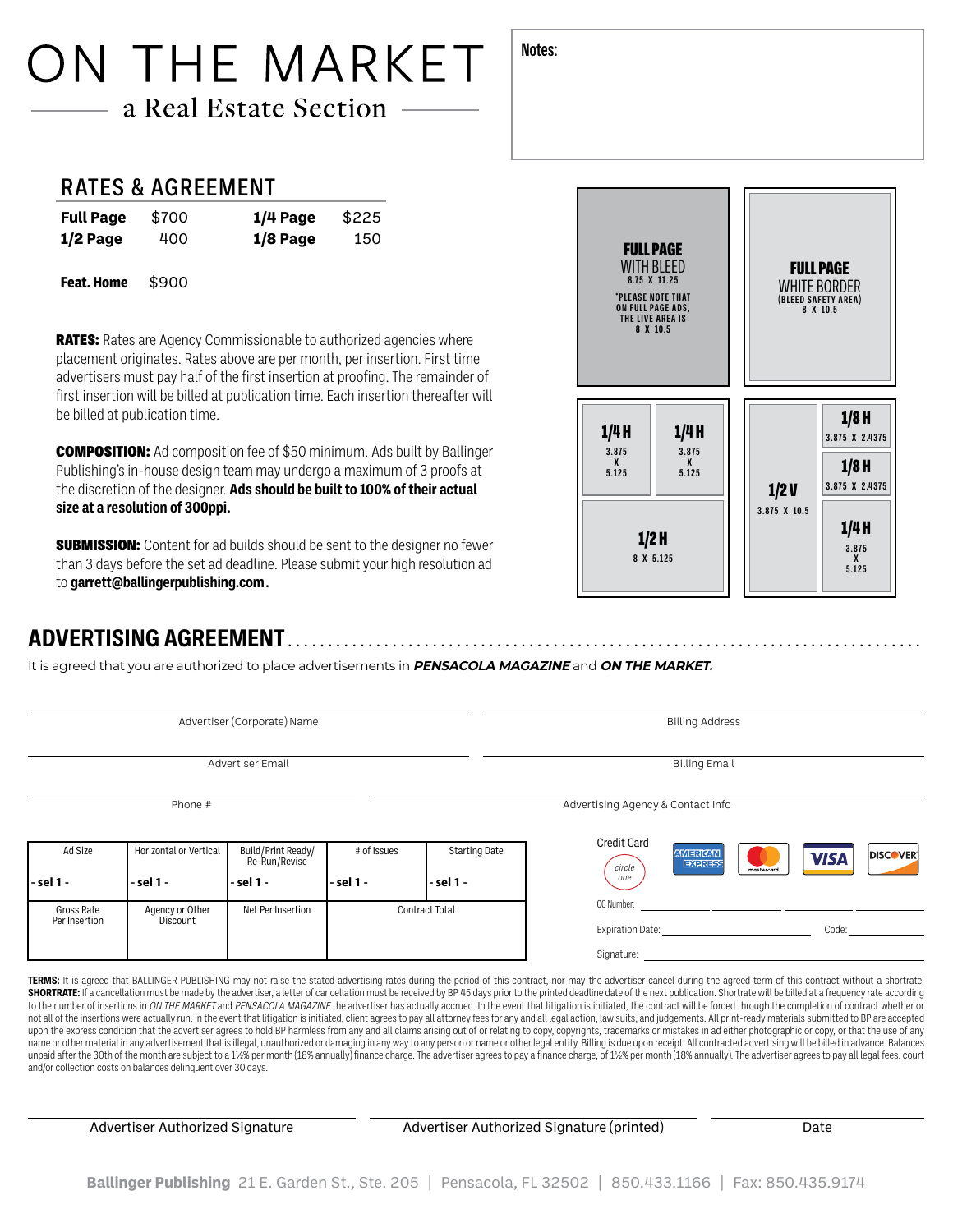# ON THE MARKET

a Real Estate Section

**Notes:**

## RATES & AGREEMENT

| | | | |
|---|---|---|---|
| **Full Page** | $700 | **1/4 Page** | $225 |
| **1/2 Page** | 400 | **1/8 Page** | 150 |

**Feat. Home** $900

**RATES:** Rates are Agency Commissionable to authorized agencies where placement originates. Rates above are per month, per insertion. First time advertisers must pay half of the first insertion at proofing. The remainder of first insertion will be billed at publication time. Each insertion thereafter will be billed at publication time.

**COMPOSITION:** Ad composition fee of $50 minimum. Ads built by Ballinger Publishing's in-house design team may undergo a maximum of 3 proofs at the discretion of the designer. **Ads should be built to 100% of their actual size at a resolution of 300ppi.**

**SUBMISSION:** Content for ad builds should be sent to the designer no fewer than 3 days before the set ad deadline. Please submit your high resolution ad to **garrett@ballingerpublishing.com.**

**FULL PAGE** WITH BLEED
8.75 X 11.25
*PLEASE NOTE THAT ON FULL PAGE ADS, THE LIVE AREA IS 8 X 10.5

**FULL PAGE** WHITE BORDER
(BLEED SAFETY AREA)
8 X 10.5

**1/4 H** 3.875 X 5.125

**1/4 H** 3.875 X 5.125

**1/2 H** 8 X 5.125

**1/2 V** 3.875 X 10.5

**1/8 H** 3.875 X 2.4375

**1/8 H** 3.875 X 2.4375

**1/4 H** 3.875 X 5.125

## ADVERTISING AGREEMENT

It is agreed that you are authorized to place advertisements in ***PENSACOLA MAGAZINE*** and ***ON THE MARKET.***

Advertiser (Corporate) Name

Billing Address

Advertiser Email

Billing Email

Phone #

Advertising Agency & Contact Info

| Ad Size | Horizontal or Vertical | Build/Print Ready/ Re-Run/Revise | # of Issues | Starting Date |
|---|---|---|---|---|
| - sel 1 - | - sel 1 - | - sel 1 - | - sel 1 - | - sel 1 - |
| Gross Rate Per Insertion | Agency or Other Discount | Net Per Insertion | Contract Total | |

Credit Card (circle one): AMERICAN EXPRESS, mastercard, VISA, DISCOVER

CC Number:

Expiration Date: Code:

Signature:

**TERMS:** It is agreed that BALLINGER PUBLISHING may not raise the stated advertising rates during the period of this contract, nor may the advertiser cancel during the agreed term of this contract without a shortrate. **SHORTRATE:** If a cancellation must be made by the advertiser, a letter of cancellation must be received by BP 45 days prior to the printed deadline date of the next publication. Shortrate will be billed at a frequency rate according to the number of insertions in *ON THE MARKET* and *PENSACOLA MAGAZINE* the advertiser has actually accrued. In the event that litigation is initiated, the contract will be forced through the completion of contract whether or not all of the insertions were actually run. In the event that litigation is initiated, client agrees to pay all attorney fees for any and all legal action, law suits, and judgements. All print-ready materials submitted to BP are accepted upon the express condition that the advertiser agrees to hold BP harmless from any and all claims arising out of or relating to copy, copyrights, trademarks or mistakes in ad either photographic or copy, or that the use of any name or other material in any advertisement that is illegal, unauthorized or damaging in any way to any person or name or other legal entity. Billing is due upon receipt. All contracted advertising will be billed in advance. Balances unpaid after the 30th of the month are subject to a 1½% per month (18% annually) finance charge. The advertiser agrees to pay a finance charge, of 1½% per month (18% annually). The advertiser agrees to pay all legal fees, court and/or collection costs on balances delinquent over 30 days.

Advertiser Authorized Signature

Advertiser Authorized Signature (printed)

Date

**Ballinger Publishing** 21 E. Garden St., Ste. 205 | Pensacola, FL 32502 | 850.433.1166 | Fax: 850.435.9174